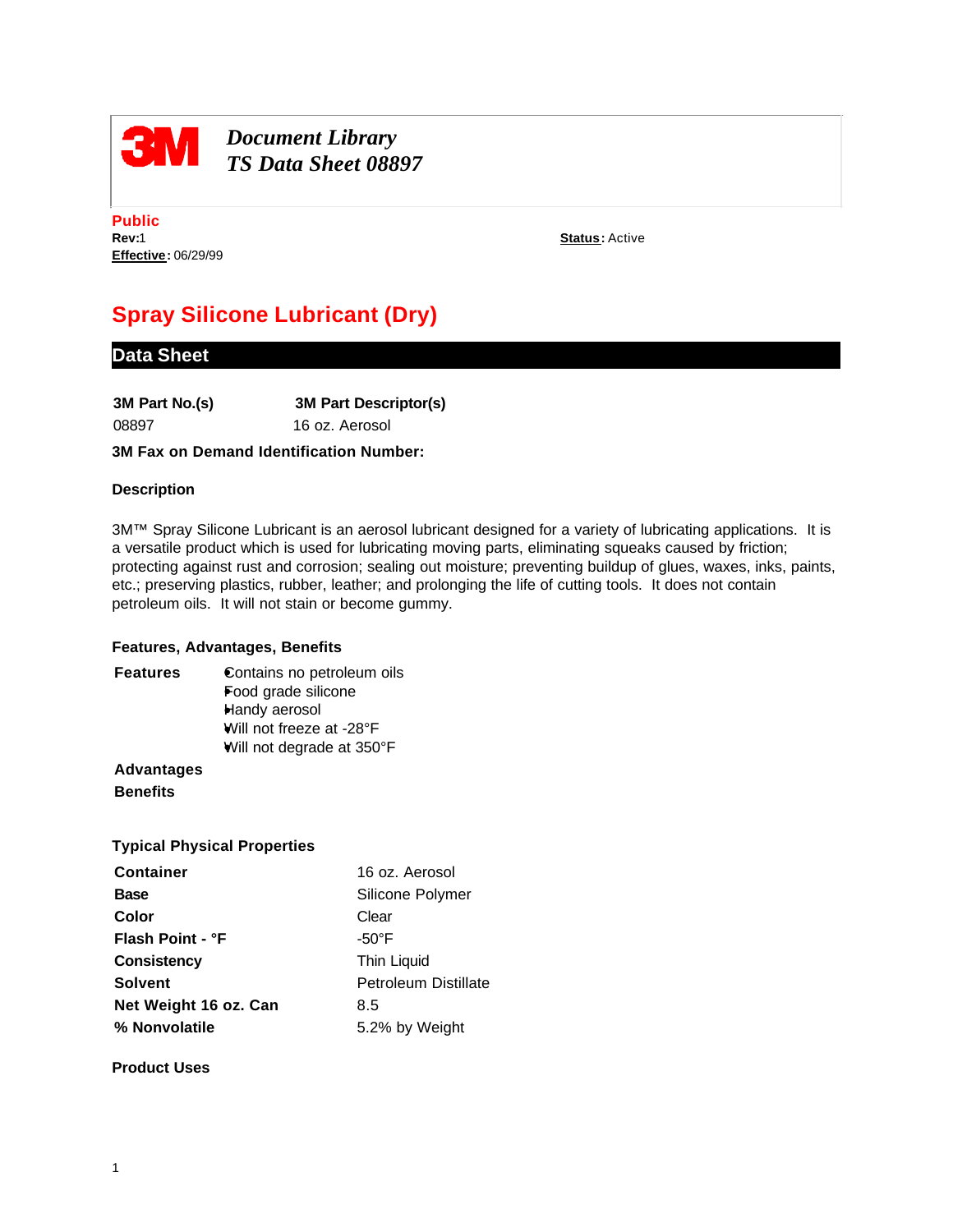**3M**

*Document Library*
*TS Data Sheet 08897*

**Public**
**Rev:**1
**Effective:** 06/29/99

**Status:** Active

# Spray Silicone Lubricant (Dry)

## Data Sheet

| 3M Part No.(s) | 3M Part Descriptor(s) |
|---|---|
| 08897 | 16 oz. Aerosol |

**3M Fax on Demand Identification Number:**

### Description

3M™ Spray Silicone Lubricant is an aerosol lubricant designed for a variety of lubricating applications. It is a versatile product which is used for lubricating moving parts, eliminating squeaks caused by friction; protecting against rust and corrosion; sealing out moisture; preventing buildup of glues, waxes, inks, paints, etc.; preserving plastics, rubber, leather; and prolonging the life of cutting tools. It does not contain petroleum oils. It will not stain or become gummy.

### Features, Advantages, Benefits

**Features**

- Contains no petroleum oils
- Food grade silicone
- Handy aerosol
- Will not freeze at -28°F
- Will not degrade at 350°F

**Advantages**

**Benefits**

### Typical Physical Properties

| | |
|---|---|
| **Container** | 16 oz. Aerosol |
| **Base** | Silicone Polymer |
| **Color** | Clear |
| **Flash Point - °F** | -50°F |
| **Consistency** | Thin Liquid |
| **Solvent** | Petroleum Distillate |
| **Net Weight 16 oz. Can** | 8.5 |
| **% Nonvolatile** | 5.2% by Weight |

### Product Uses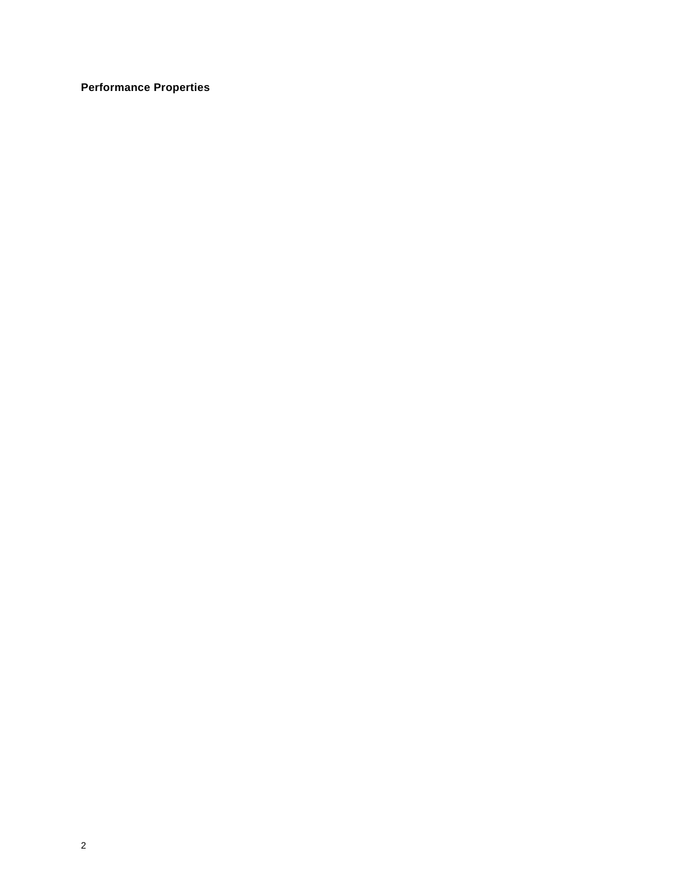**Performance Properties**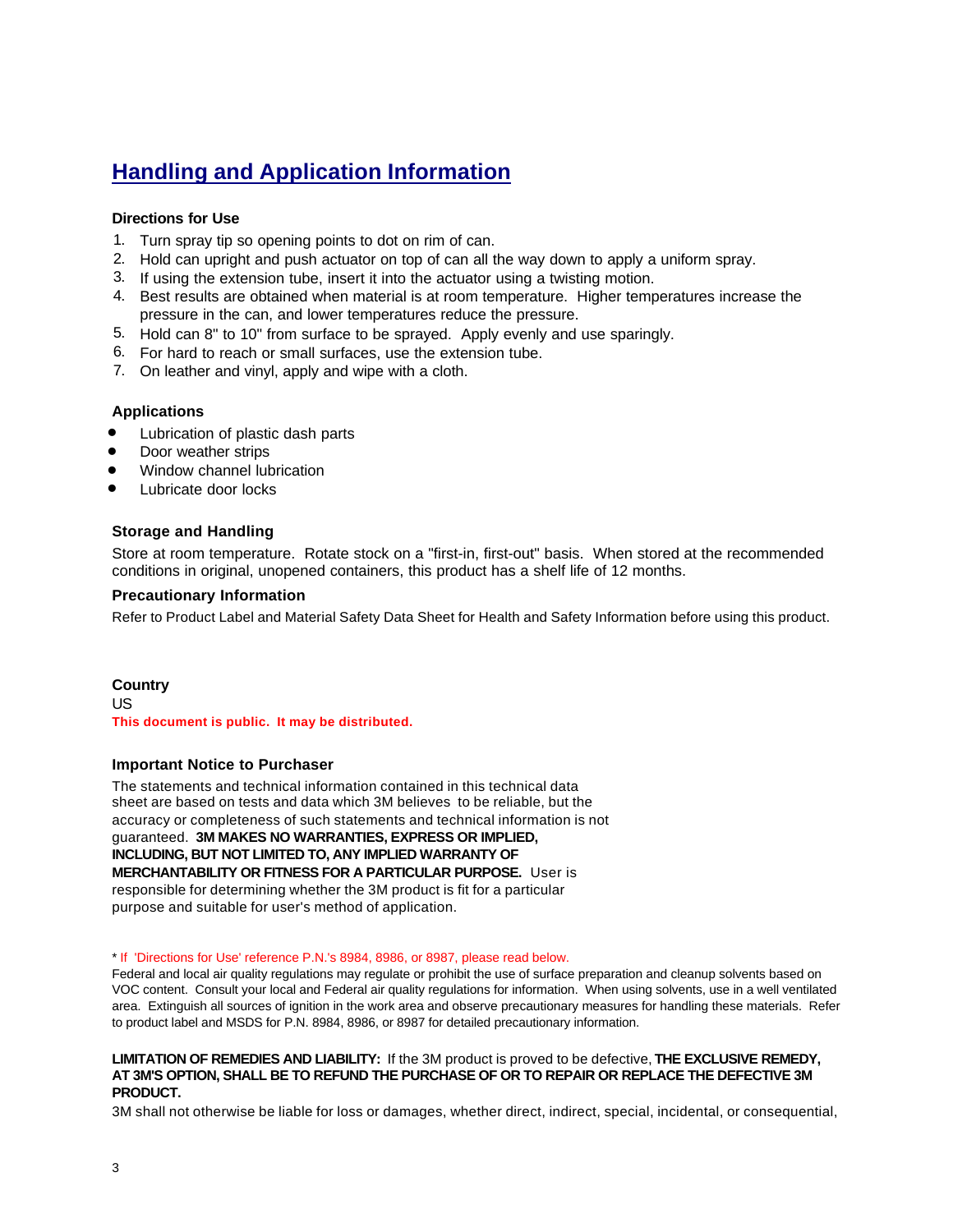## Handling and Application Information

### Directions for Use

1. Turn spray tip so opening points to dot on rim of can.
2. Hold can upright and push actuator on top of can all the way down to apply a uniform spray.
3. If using the extension tube, insert it into the actuator using a twisting motion.
4. Best results are obtained when material is at room temperature. Higher temperatures increase the pressure in the can, and lower temperatures reduce the pressure.
5. Hold can 8" to 10" from surface to be sprayed. Apply evenly and use sparingly.
6. For hard to reach or small surfaces, use the extension tube.
7. On leather and vinyl, apply and wipe with a cloth.

### Applications

- Lubrication of plastic dash parts
- Door weather strips
- Window channel lubrication
- Lubricate door locks

### Storage and Handling

Store at room temperature. Rotate stock on a "first-in, first-out" basis. When stored at the recommended conditions in original, unopened containers, this product has a shelf life of 12 months.

### Precautionary Information

Refer to Product Label and Material Safety Data Sheet for Health and Safety Information before using this product.

### Country

US

**This document is public. It may be distributed.**

### Important Notice to Purchaser

The statements and technical information contained in this technical data sheet are based on tests and data which 3M believes to be reliable, but the accuracy or completeness of such statements and technical information is not guaranteed. **3M MAKES NO WARRANTIES, EXPRESS OR IMPLIED, INCLUDING, BUT NOT LIMITED TO, ANY IMPLIED WARRANTY OF MERCHANTABILITY OR FITNESS FOR A PARTICULAR PURPOSE.** User is responsible for determining whether the 3M product is fit for a particular purpose and suitable for user's method of application.

* If 'Directions for Use' reference P.N.'s 8984, 8986, or 8987, please read below.
Federal and local air quality regulations may regulate or prohibit the use of surface preparation and cleanup solvents based on VOC content. Consult your local and Federal air quality regulations for information. When using solvents, use in a well ventilated area. Extinguish all sources of ignition in the work area and observe precautionary measures for handling these materials. Refer to product label and MSDS for P.N. 8984, 8986, or 8987 for detailed precautionary information.

**LIMITATION OF REMEDIES AND LIABILITY:** If the 3M product is proved to be defective, **THE EXCLUSIVE REMEDY, AT 3M'S OPTION, SHALL BE TO REFUND THE PURCHASE OF OR TO REPAIR OR REPLACE THE DEFECTIVE 3M PRODUCT.**

3M shall not otherwise be liable for loss or damages, whether direct, indirect, special, incidental, or consequential,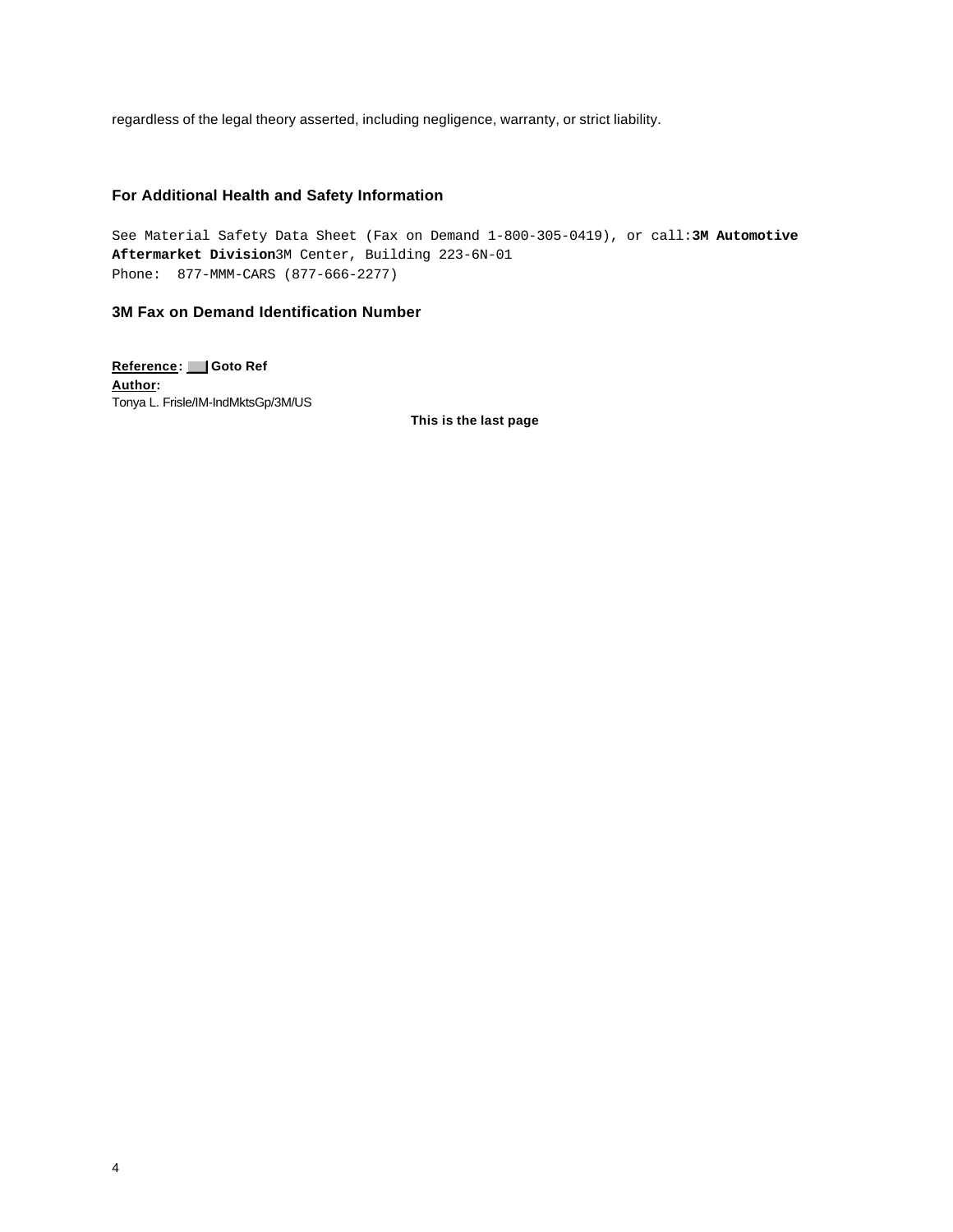regardless of the legal theory asserted, including negligence, warranty, or strict liability.

### For Additional Health and Safety Information

See Material Safety Data Sheet (Fax on Demand 1-800-305-0419), or call:**3M Automotive Aftermarket Division**3M Center, Building 223-6N-01
Phone: 877-MMM-CARS (877-666-2277)

### 3M Fax on Demand Identification Number

**Reference:** **Goto Ref**
**Author:**
Tonya L. Frisle/IM-IndMktsGp/3M/US

**This is the last page**